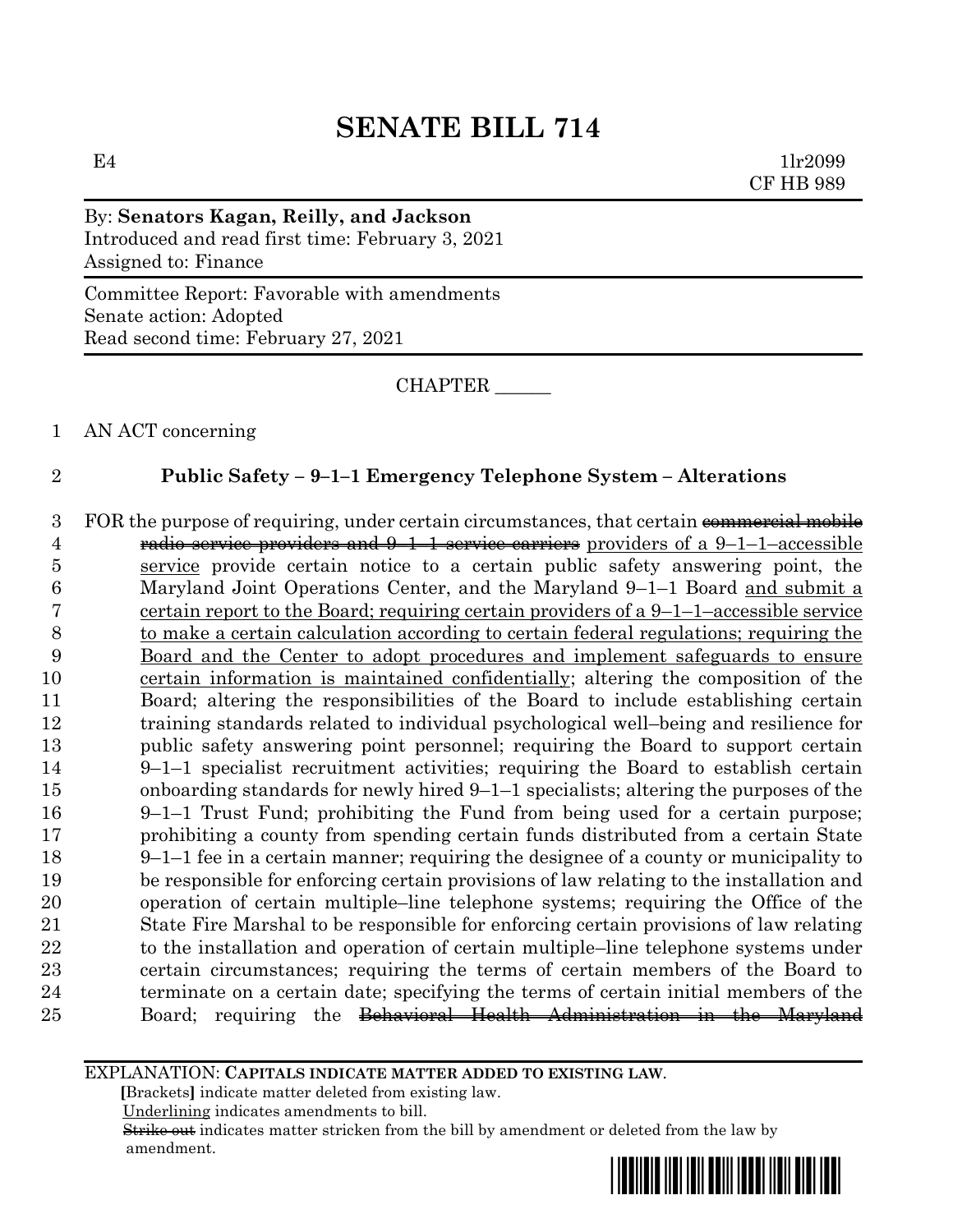# SENATE BILL 714

E4 1lr2099
CF HB 989

By: **Senators Kagan, Reilly, and Jackson**
Introduced and read first time: February 3, 2021
Assigned to: Finance

Committee Report: Favorable with amendments
Senate action: Adopted
Read second time: February 27, 2021

CHAPTER ______

1 AN ACT concerning

2 **Public Safety – 9–1–1 Emergency Telephone System – Alterations**

3 FOR the purpose of requiring, under certain circumstances, that certain ~~commercial mobile~~
4 ~~radio service providers and 9–1–1 service carriers~~ <u>providers of a 9–1–1–accessible</u>
5 <u>service</u> provide certain notice to a certain public safety answering point, the
6 Maryland Joint Operations Center, and the Maryland 9–1–1 Board <u>and submit a</u>
7 <u>certain report to the Board; requiring certain providers of a 9–1–1–accessible service</u>
8 <u>to make a certain calculation according to certain federal regulations; requiring the</u>
9 <u>Board and the Center to adopt procedures and implement safeguards to ensure</u>
10 <u>certain information is maintained confidentially</u>; altering the composition of the
11 Board; altering the responsibilities of the Board to include establishing certain
12 training standards related to individual psychological well–being and resilience for
13 public safety answering point personnel; requiring the Board to support certain
14 9–1–1 specialist recruitment activities; requiring the Board to establish certain
15 onboarding standards for newly hired 9–1–1 specialists; altering the purposes of the
16 9–1–1 Trust Fund; prohibiting the Fund from being used for a certain purpose;
17 prohibiting a county from spending certain funds distributed from a certain State
18 9–1–1 fee in a certain manner; requiring the designee of a county or municipality to
19 be responsible for enforcing certain provisions of law relating to the installation and
20 operation of certain multiple–line telephone systems; requiring the Office of the
21 State Fire Marshal to be responsible for enforcing certain provisions of law relating
22 to the installation and operation of certain multiple–line telephone systems under
23 certain circumstances; requiring the terms of certain members of the Board to
24 terminate on a certain date; specifying the terms of certain initial members of the
25 Board; requiring the ~~Behavioral Health Administration in the Maryland~~

EXPLANATION: **CAPITALS INDICATE MATTER ADDED TO EXISTING LAW.**
**[**Brackets**]** indicate matter deleted from existing law.
<u>Underlining</u> indicates amendments to bill.
~~Strike out~~ indicates matter stricken from the bill by amendment or deleted from the law by amendment.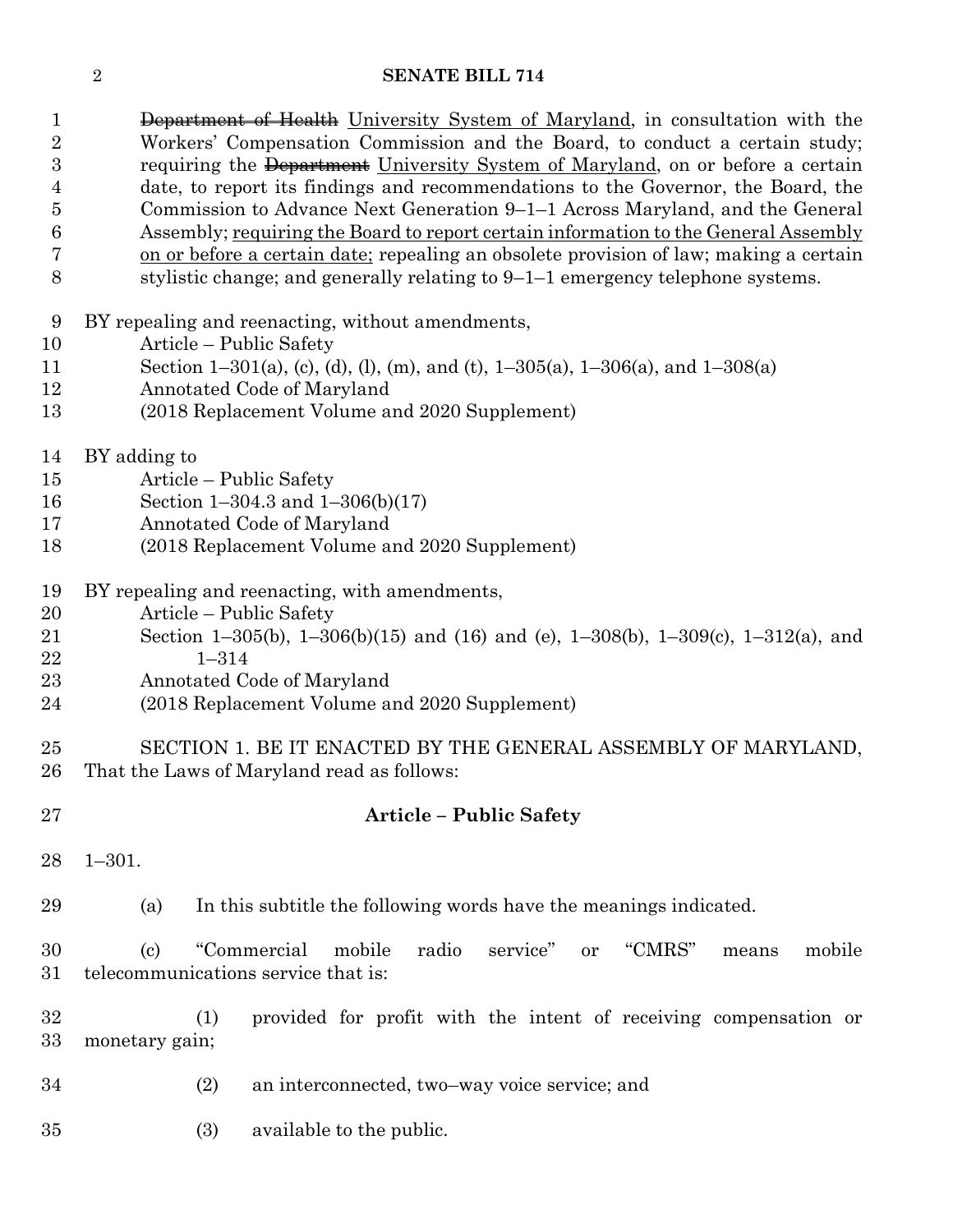~~Department of Health~~ University System of Maryland, in consultation with the Workers' Compensation Commission and the Board, to conduct a certain study; requiring the ~~Department~~ University System of Maryland, on or before a certain date, to report its findings and recommendations to the Governor, the Board, the Commission to Advance Next Generation 9–1–1 Across Maryland, and the General Assembly; requiring the Board to report certain information to the General Assembly on or before a certain date; repealing an obsolete provision of law; making a certain stylistic change; and generally relating to 9–1–1 emergency telephone systems.

BY repealing and reenacting, without amendments,
Article – Public Safety
Section 1–301(a), (c), (d), (l), (m), and (t), 1–305(a), 1–306(a), and 1–308(a)
Annotated Code of Maryland
(2018 Replacement Volume and 2020 Supplement)

BY adding to
Article – Public Safety
Section 1–304.3 and 1–306(b)(17)
Annotated Code of Maryland
(2018 Replacement Volume and 2020 Supplement)

BY repealing and reenacting, with amendments,
Article – Public Safety
Section 1–305(b), 1–306(b)(15) and (16) and (e), 1–308(b), 1–309(c), 1–312(a), and 1–314
Annotated Code of Maryland
(2018 Replacement Volume and 2020 Supplement)

SECTION 1. BE IT ENACTED BY THE GENERAL ASSEMBLY OF MARYLAND, That the Laws of Maryland read as follows:

**Article – Public Safety**

1–301.

(a) In this subtitle the following words have the meanings indicated.

(c) "Commercial mobile radio service" or "CMRS" means mobile telecommunications service that is:

(1) provided for profit with the intent of receiving compensation or monetary gain;

(2) an interconnected, two–way voice service; and

(3) available to the public.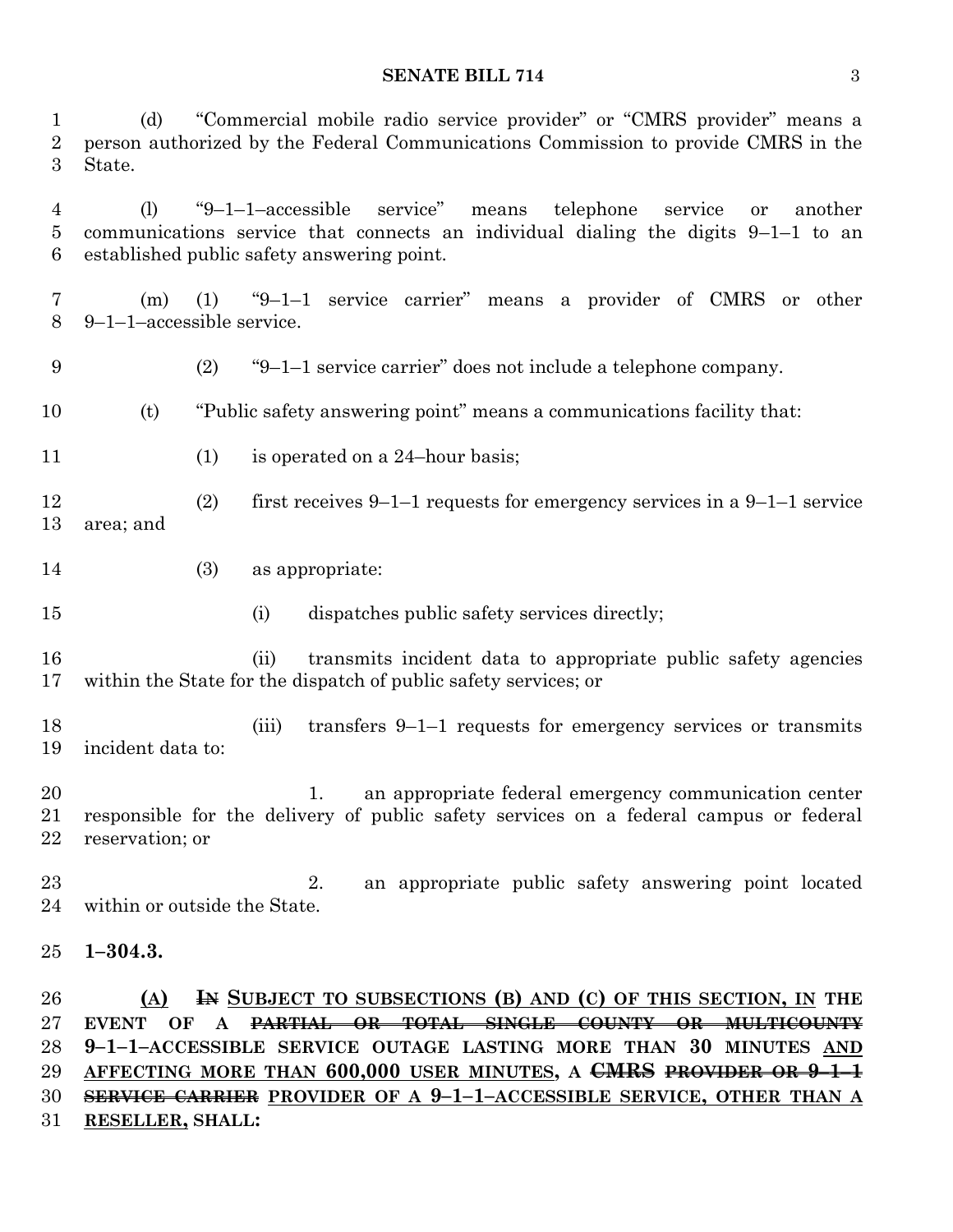(d) "Commercial mobile radio service provider" or "CMRS provider" means a person authorized by the Federal Communications Commission to provide CMRS in the State.

(l) "9–1–1–accessible service" means telephone service or another communications service that connects an individual dialing the digits 9–1–1 to an established public safety answering point.

(m) (1) "9–1–1 service carrier" means a provider of CMRS or other 9–1–1–accessible service.

(2) "9–1–1 service carrier" does not include a telephone company.

(t) "Public safety answering point" means a communications facility that:

(1) is operated on a 24–hour basis;

(2) first receives 9–1–1 requests for emergency services in a 9–1–1 service area; and

(3) as appropriate:

(i) dispatches public safety services directly;

(ii) transmits incident data to appropriate public safety agencies within the State for the dispatch of public safety services; or

(iii) transfers 9–1–1 requests for emergency services or transmits incident data to:

1. an appropriate federal emergency communication center responsible for the delivery of public safety services on a federal campus or federal reservation; or

2. an appropriate public safety answering point located within or outside the State.

**1–304.3.**

**(A)** ~~**IN**~~ **SUBJECT TO SUBSECTIONS (B) AND (C) OF THIS SECTION, IN THE EVENT OF A** ~~**PARTIAL OR TOTAL SINGLE COUNTY OR MULTICOUNTY**~~ **9–1–1–ACCESSIBLE SERVICE OUTAGE LASTING MORE THAN 30 MINUTES AND AFFECTING MORE THAN 600,000 USER MINUTES, A** ~~**CMRS PROVIDER OR 9–1–1 SERVICE CARRIER**~~ **PROVIDER OF A 9–1–1–ACCESSIBLE SERVICE, OTHER THAN A RESELLER, SHALL:**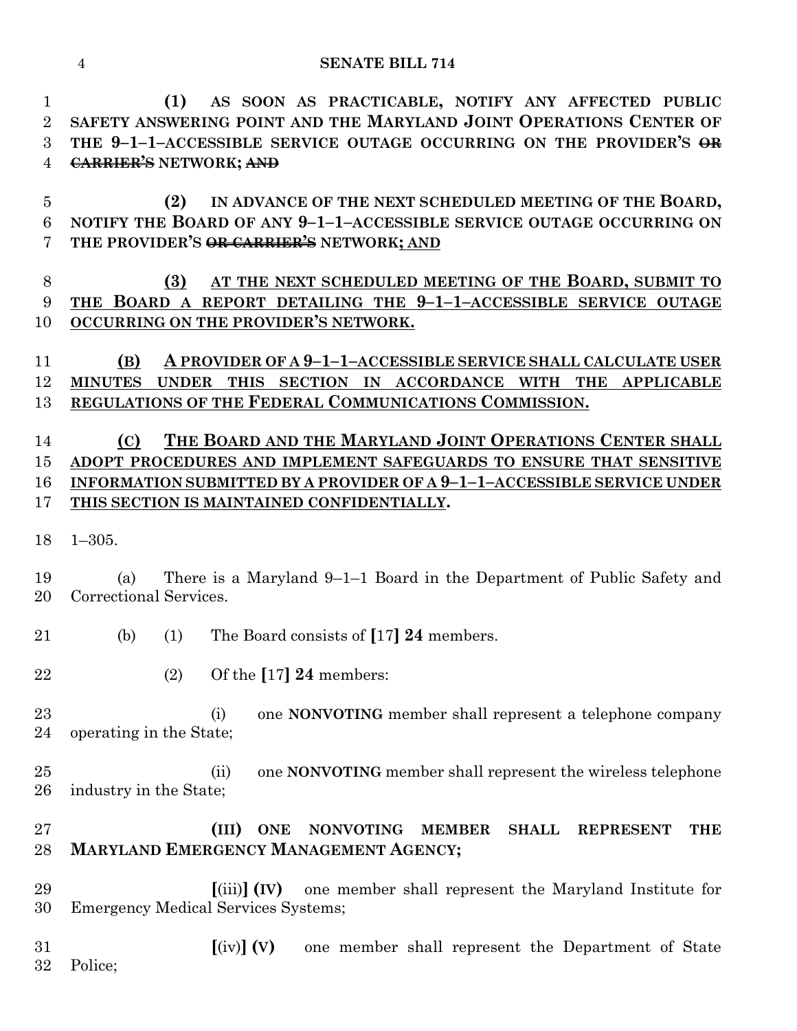**(1) AS SOON AS PRACTICABLE, NOTIFY ANY AFFECTED PUBLIC SAFETY ANSWERING POINT AND THE MARYLAND JOINT OPERATIONS CENTER OF THE 9–1–1–ACCESSIBLE SERVICE OUTAGE OCCURRING ON THE PROVIDER'S ~~OR CARRIER'S~~ NETWORK; ~~AND~~**

**(2) IN ADVANCE OF THE NEXT SCHEDULED MEETING OF THE BOARD, NOTIFY THE BOARD OF ANY 9–1–1–ACCESSIBLE SERVICE OUTAGE OCCURRING ON THE PROVIDER'S ~~OR CARRIER'S~~ NETWORK; AND**

**(3) AT THE NEXT SCHEDULED MEETING OF THE BOARD, SUBMIT TO THE BOARD A REPORT DETAILING THE 9–1–1–ACCESSIBLE SERVICE OUTAGE OCCURRING ON THE PROVIDER'S NETWORK.**

**(B) A PROVIDER OF A 9–1–1–ACCESSIBLE SERVICE SHALL CALCULATE USER MINUTES UNDER THIS SECTION IN ACCORDANCE WITH THE APPLICABLE REGULATIONS OF THE FEDERAL COMMUNICATIONS COMMISSION.**

**(C) THE BOARD AND THE MARYLAND JOINT OPERATIONS CENTER SHALL ADOPT PROCEDURES AND IMPLEMENT SAFEGUARDS TO ENSURE THAT SENSITIVE INFORMATION SUBMITTED BY A PROVIDER OF A 9–1–1–ACCESSIBLE SERVICE UNDER THIS SECTION IS MAINTAINED CONFIDENTIALLY.**

1–305.

(a) There is a Maryland 9–1–1 Board in the Department of Public Safety and Correctional Services.

(b) (1) The Board consists of [17] **24** members.

(2) Of the [17] **24** members:

(i) one **NONVOTING** member shall represent a telephone company operating in the State;

(ii) one **NONVOTING** member shall represent the wireless telephone industry in the State;

**(III) ONE NONVOTING MEMBER SHALL REPRESENT THE MARYLAND EMERGENCY MANAGEMENT AGENCY;**

[(iii)] **(IV)** one member shall represent the Maryland Institute for Emergency Medical Services Systems;

[(iv)] **(V)** one member shall represent the Department of State Police;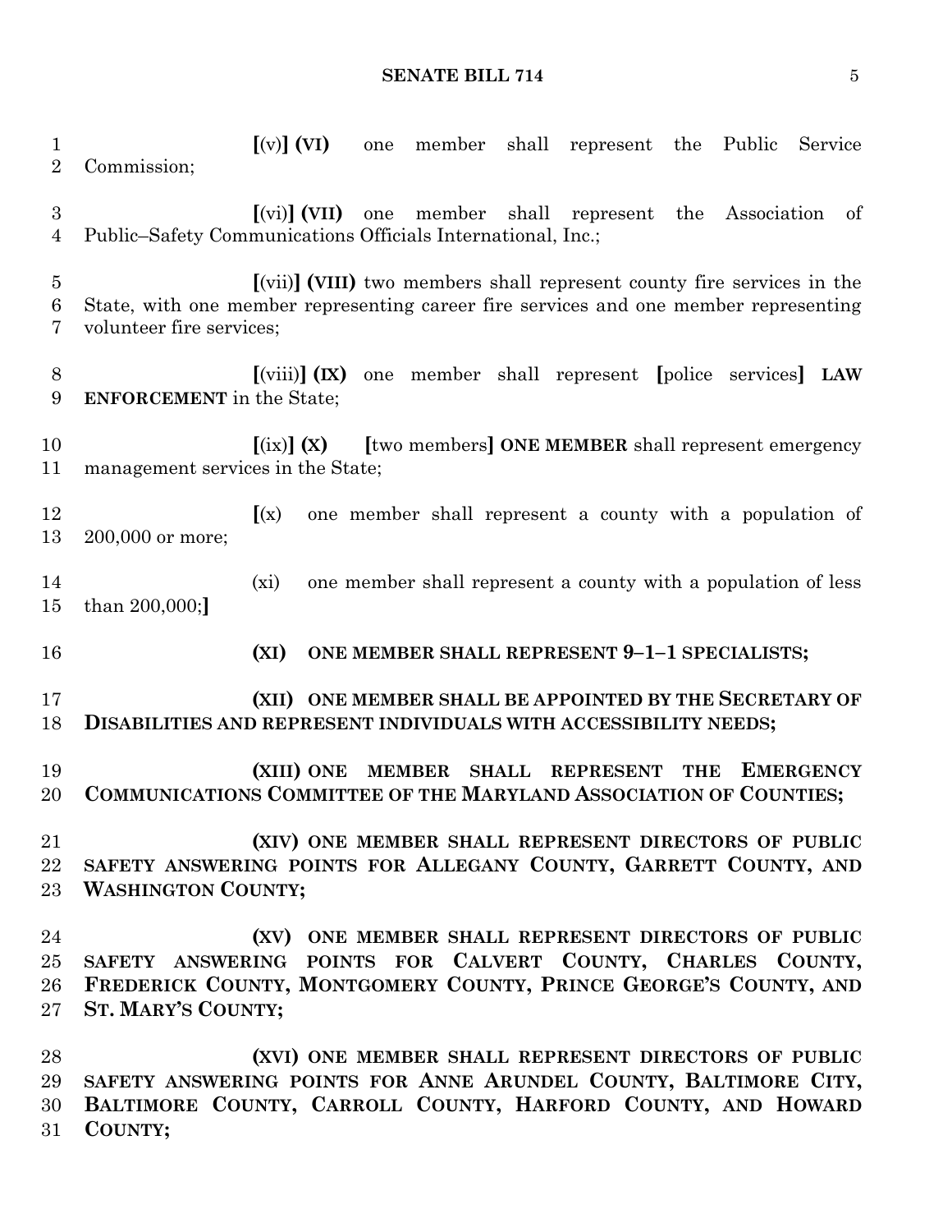[(v)] **(VI)** one member shall represent the Public Service Commission;

[(vi)] **(VII)** one member shall represent the Association of Public–Safety Communications Officials International, Inc.;

[(vii)] **(VIII)** two members shall represent county fire services in the State, with one member representing career fire services and one member representing volunteer fire services;

[(viii)] **(IX)** one member shall represent [police services] **LAW ENFORCEMENT** in the State;

[(ix)] **(X)** [two members] **ONE MEMBER** shall represent emergency management services in the State;

[(x) one member shall represent a county with a population of 200,000 or more;

(xi) one member shall represent a county with a population of less than 200,000;]

**(XI) ONE MEMBER SHALL REPRESENT 9–1–1 SPECIALISTS;**

**(XII) ONE MEMBER SHALL BE APPOINTED BY THE SECRETARY OF DISABILITIES AND REPRESENT INDIVIDUALS WITH ACCESSIBILITY NEEDS;**

**(XIII) ONE MEMBER SHALL REPRESENT THE EMERGENCY COMMUNICATIONS COMMITTEE OF THE MARYLAND ASSOCIATION OF COUNTIES;**

**(XIV) ONE MEMBER SHALL REPRESENT DIRECTORS OF PUBLIC SAFETY ANSWERING POINTS FOR ALLEGANY COUNTY, GARRETT COUNTY, AND WASHINGTON COUNTY;**

**(XV) ONE MEMBER SHALL REPRESENT DIRECTORS OF PUBLIC SAFETY ANSWERING POINTS FOR CALVERT COUNTY, CHARLES COUNTY, FREDERICK COUNTY, MONTGOMERY COUNTY, PRINCE GEORGE'S COUNTY, AND ST. MARY'S COUNTY;**

**(XVI) ONE MEMBER SHALL REPRESENT DIRECTORS OF PUBLIC SAFETY ANSWERING POINTS FOR ANNE ARUNDEL COUNTY, BALTIMORE CITY, BALTIMORE COUNTY, CARROLL COUNTY, HARFORD COUNTY, AND HOWARD COUNTY;**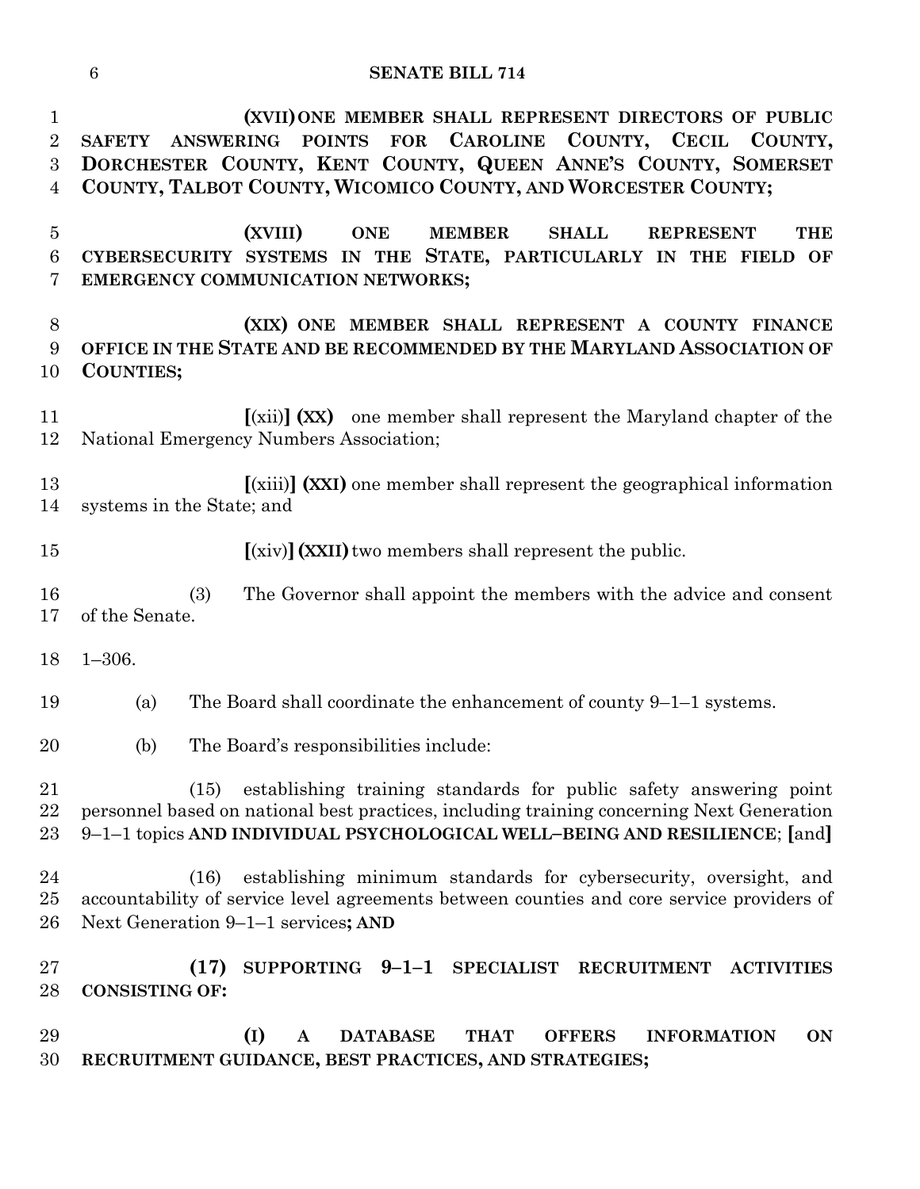**(XVII) ONE MEMBER SHALL REPRESENT DIRECTORS OF PUBLIC SAFETY ANSWERING POINTS FOR CAROLINE COUNTY, CECIL COUNTY, DORCHESTER COUNTY, KENT COUNTY, QUEEN ANNE'S COUNTY, SOMERSET COUNTY, TALBOT COUNTY, WICOMICO COUNTY, AND WORCESTER COUNTY;**

**(XVIII) ONE MEMBER SHALL REPRESENT THE CYBERSECURITY SYSTEMS IN THE STATE, PARTICULARLY IN THE FIELD OF EMERGENCY COMMUNICATION NETWORKS;**

**(XIX) ONE MEMBER SHALL REPRESENT A COUNTY FINANCE OFFICE IN THE STATE AND BE RECOMMENDED BY THE MARYLAND ASSOCIATION OF COUNTIES;**

**[**(xii)**] (XX)** one member shall represent the Maryland chapter of the National Emergency Numbers Association;

**[**(xiii)**] (XXI)** one member shall represent the geographical information systems in the State; and

**[**(xiv)**] (XXII)** two members shall represent the public.

(3) The Governor shall appoint the members with the advice and consent of the Senate.

1–306.

(a) The Board shall coordinate the enhancement of county 9–1–1 systems.

(b) The Board's responsibilities include:

(15) establishing training standards for public safety answering point personnel based on national best practices, including training concerning Next Generation 9–1–1 topics **AND INDIVIDUAL PSYCHOLOGICAL WELL–BEING AND RESILIENCE**; **[**and**]**

(16) establishing minimum standards for cybersecurity, oversight, and accountability of service level agreements between counties and core service providers of Next Generation 9–1–1 services**; AND**

**(17) SUPPORTING 9–1–1 SPECIALIST RECRUITMENT ACTIVITIES CONSISTING OF:**

**(I) A DATABASE THAT OFFERS INFORMATION ON RECRUITMENT GUIDANCE, BEST PRACTICES, AND STRATEGIES;**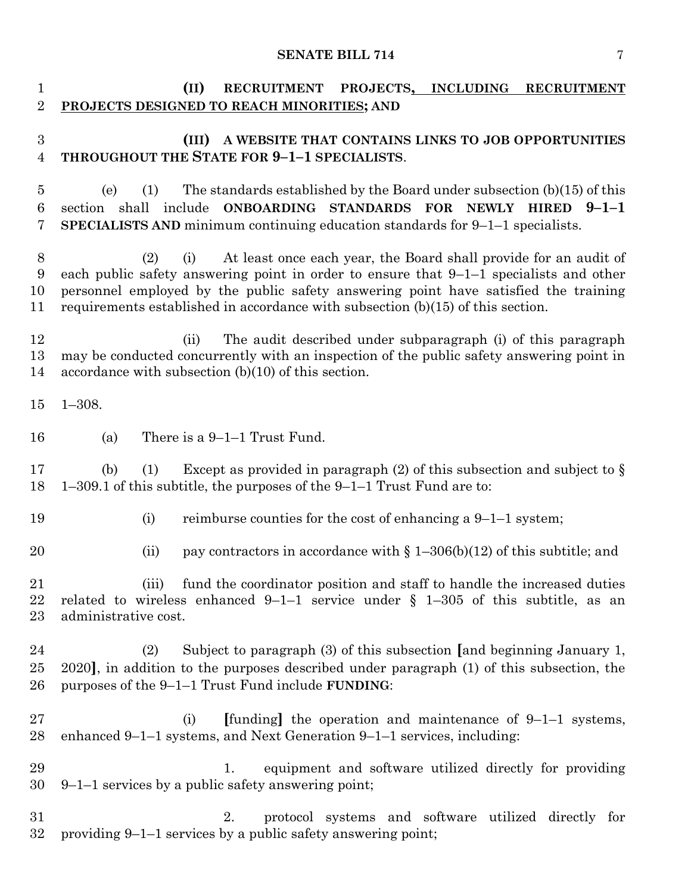**(II) RECRUITMENT PROJECTS, INCLUDING RECRUITMENT PROJECTS DESIGNED TO REACH MINORITIES; AND**

**(III) A WEBSITE THAT CONTAINS LINKS TO JOB OPPORTUNITIES THROUGHOUT THE STATE FOR 9–1–1 SPECIALISTS**.

(e) (1) The standards established by the Board under subsection (b)(15) of this section shall include **ONBOARDING STANDARDS FOR NEWLY HIRED 9–1–1 SPECIALISTS AND** minimum continuing education standards for 9–1–1 specialists.

(2) (i) At least once each year, the Board shall provide for an audit of each public safety answering point in order to ensure that 9–1–1 specialists and other personnel employed by the public safety answering point have satisfied the training requirements established in accordance with subsection (b)(15) of this section.

(ii) The audit described under subparagraph (i) of this paragraph may be conducted concurrently with an inspection of the public safety answering point in accordance with subsection (b)(10) of this section.

1–308.

(a) There is a 9–1–1 Trust Fund.

(b) (1) Except as provided in paragraph (2) of this subsection and subject to § 1–309.1 of this subtitle, the purposes of the 9–1–1 Trust Fund are to:

(i) reimburse counties for the cost of enhancing a 9–1–1 system;

(ii) pay contractors in accordance with § 1–306(b)(12) of this subtitle; and

(iii) fund the coordinator position and staff to handle the increased duties related to wireless enhanced 9–1–1 service under § 1–305 of this subtitle, as an administrative cost.

(2) Subject to paragraph (3) of this subsection **[**and beginning January 1, 2020**]**, in addition to the purposes described under paragraph (1) of this subsection, the purposes of the 9–1–1 Trust Fund include **FUNDING**:

(i) **[**funding**]** the operation and maintenance of 9–1–1 systems, enhanced 9–1–1 systems, and Next Generation 9–1–1 services, including:

1. equipment and software utilized directly for providing 9–1–1 services by a public safety answering point;

2. protocol systems and software utilized directly for providing 9–1–1 services by a public safety answering point;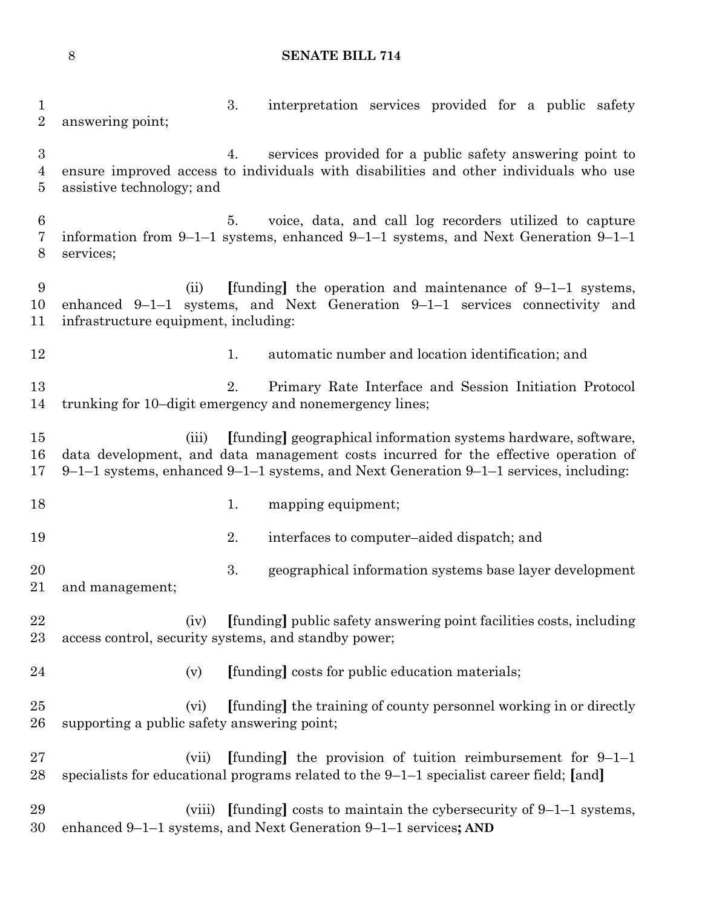3. interpretation services provided for a public safety answering point;

4. services provided for a public safety answering point to ensure improved access to individuals with disabilities and other individuals who use assistive technology; and

5. voice, data, and call log recorders utilized to capture information from 9–1–1 systems, enhanced 9–1–1 systems, and Next Generation 9–1–1 services;

(ii) [funding] the operation and maintenance of 9–1–1 systems, enhanced 9–1–1 systems, and Next Generation 9–1–1 services connectivity and infrastructure equipment, including:

1. automatic number and location identification; and

2. Primary Rate Interface and Session Initiation Protocol trunking for 10–digit emergency and nonemergency lines;

(iii) [funding] geographical information systems hardware, software, data development, and data management costs incurred for the effective operation of 9–1–1 systems, enhanced 9–1–1 systems, and Next Generation 9–1–1 services, including:

1. mapping equipment;

2. interfaces to computer–aided dispatch; and

3. geographical information systems base layer development and management;

(iv) [funding] public safety answering point facilities costs, including access control, security systems, and standby power;

(v) [funding] costs for public education materials;

(vi) [funding] the training of county personnel working in or directly supporting a public safety answering point;

(vii) [funding] the provision of tuition reimbursement for 9–1–1 specialists for educational programs related to the 9–1–1 specialist career field; [and]

(viii) [funding] costs to maintain the cybersecurity of 9–1–1 systems, enhanced 9–1–1 systems, and Next Generation 9–1–1 services**; AND**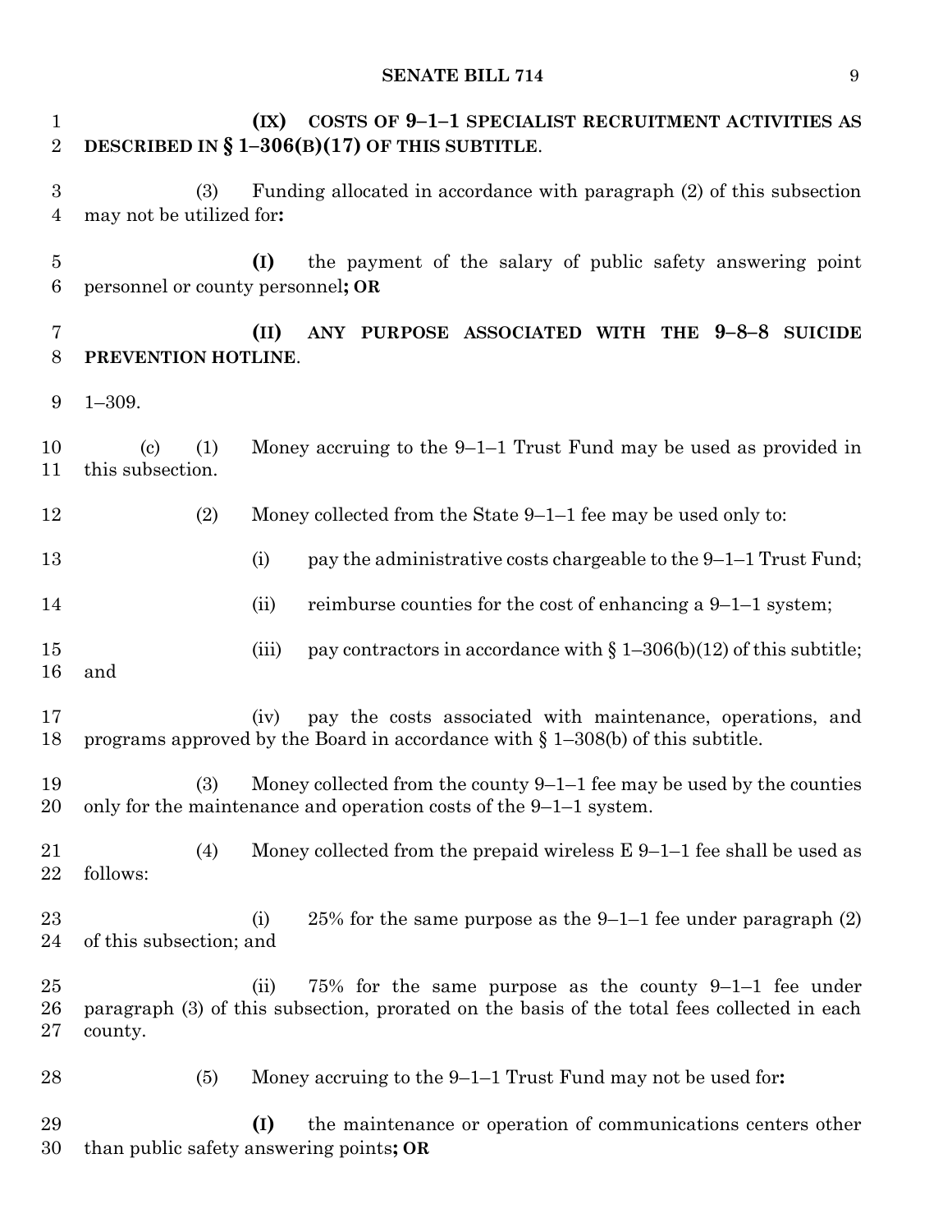**(IX) COSTS OF 9–1–1 SPECIALIST RECRUITMENT ACTIVITIES AS DESCRIBED IN § 1–306(B)(17) OF THIS SUBTITLE**.

(3) Funding allocated in accordance with paragraph (2) of this subsection may not be utilized for**:**

**(I)** the payment of the salary of public safety answering point personnel or county personnel**; OR**

**(II) ANY PURPOSE ASSOCIATED WITH THE 9–8–8 SUICIDE PREVENTION HOTLINE**.

1–309.

(c) (1) Money accruing to the 9–1–1 Trust Fund may be used as provided in this subsection.

(2) Money collected from the State 9–1–1 fee may be used only to:

(i) pay the administrative costs chargeable to the 9–1–1 Trust Fund;

(ii) reimburse counties for the cost of enhancing a 9–1–1 system;

(iii) pay contractors in accordance with § 1–306(b)(12) of this subtitle; and

(iv) pay the costs associated with maintenance, operations, and programs approved by the Board in accordance with § 1–308(b) of this subtitle.

(3) Money collected from the county 9–1–1 fee may be used by the counties only for the maintenance and operation costs of the 9–1–1 system.

(4) Money collected from the prepaid wireless E 9–1–1 fee shall be used as follows:

(i) 25% for the same purpose as the 9–1–1 fee under paragraph (2) of this subsection; and

(ii) 75% for the same purpose as the county 9–1–1 fee under paragraph (3) of this subsection, prorated on the basis of the total fees collected in each county.

(5) Money accruing to the 9–1–1 Trust Fund may not be used for**:**

**(I)** the maintenance or operation of communications centers other than public safety answering points**; OR**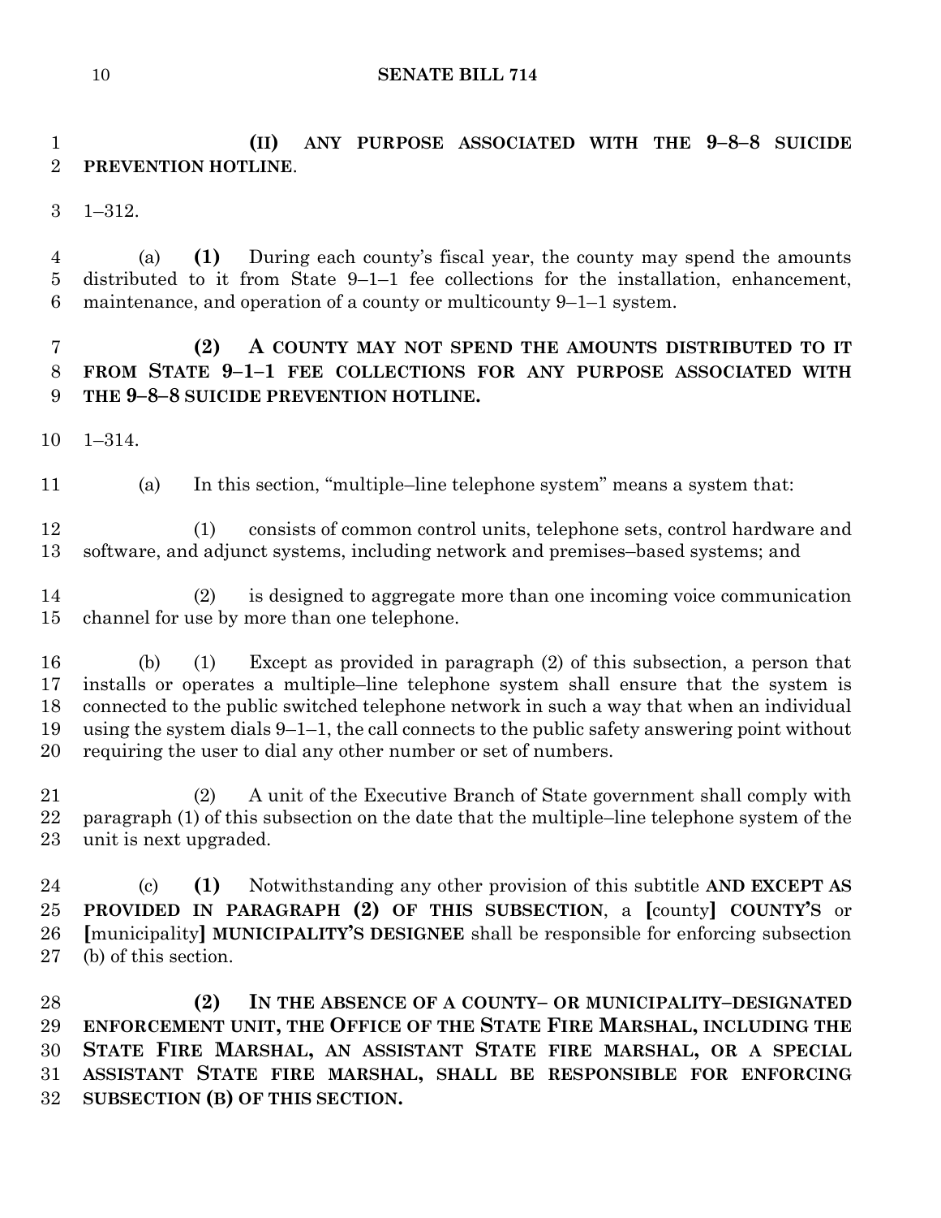**(II) ANY PURPOSE ASSOCIATED WITH THE 9–8–8 SUICIDE PREVENTION HOTLINE**.

1–312.

(a) **(1)** During each county's fiscal year, the county may spend the amounts distributed to it from State 9–1–1 fee collections for the installation, enhancement, maintenance, and operation of a county or multicounty 9–1–1 system.

**(2) A COUNTY MAY NOT SPEND THE AMOUNTS DISTRIBUTED TO IT FROM STATE 9–1–1 FEE COLLECTIONS FOR ANY PURPOSE ASSOCIATED WITH THE 9–8–8 SUICIDE PREVENTION HOTLINE.**

1–314.

(a) In this section, "multiple–line telephone system" means a system that:

(1) consists of common control units, telephone sets, control hardware and software, and adjunct systems, including network and premises–based systems; and

(2) is designed to aggregate more than one incoming voice communication channel for use by more than one telephone.

(b) (1) Except as provided in paragraph (2) of this subsection, a person that installs or operates a multiple–line telephone system shall ensure that the system is connected to the public switched telephone network in such a way that when an individual using the system dials 9–1–1, the call connects to the public safety answering point without requiring the user to dial any other number or set of numbers.

(2) A unit of the Executive Branch of State government shall comply with paragraph (1) of this subsection on the date that the multiple–line telephone system of the unit is next upgraded.

(c) **(1)** Notwithstanding any other provision of this subtitle **AND EXCEPT AS PROVIDED IN PARAGRAPH (2) OF THIS SUBSECTION**, a **[**county**] COUNTY'S** or **[**municipality**] MUNICIPALITY'S DESIGNEE** shall be responsible for enforcing subsection (b) of this section.

**(2) IN THE ABSENCE OF A COUNTY– OR MUNICIPALITY–DESIGNATED ENFORCEMENT UNIT, THE OFFICE OF THE STATE FIRE MARSHAL, INCLUDING THE STATE FIRE MARSHAL, AN ASSISTANT STATE FIRE MARSHAL, OR A SPECIAL ASSISTANT STATE FIRE MARSHAL, SHALL BE RESPONSIBLE FOR ENFORCING SUBSECTION (B) OF THIS SECTION.**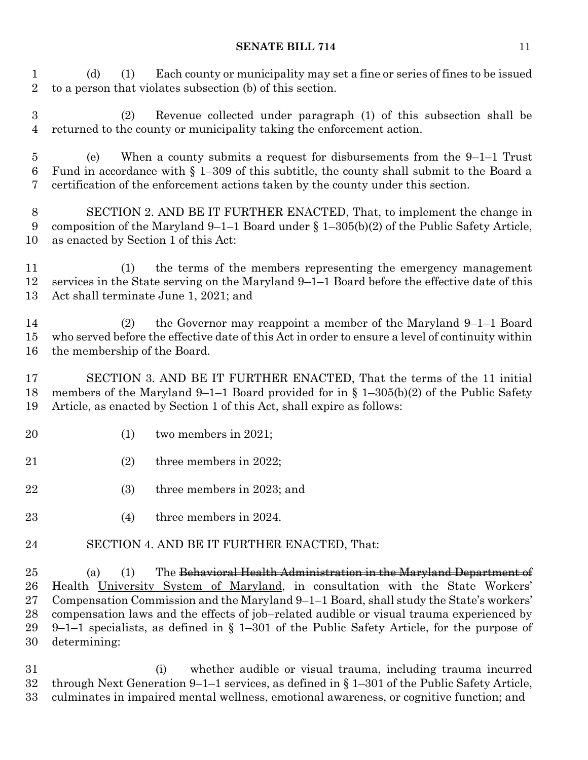(d) (1) Each county or municipality may set a fine or series of fines to be issued to a person that violates subsection (b) of this section.

(2) Revenue collected under paragraph (1) of this subsection shall be returned to the county or municipality taking the enforcement action.

(e) When a county submits a request for disbursements from the 9–1–1 Trust Fund in accordance with § 1–309 of this subtitle, the county shall submit to the Board a certification of the enforcement actions taken by the county under this section.

SECTION 2. AND BE IT FURTHER ENACTED, That, to implement the change in composition of the Maryland 9–1–1 Board under § 1–305(b)(2) of the Public Safety Article, as enacted by Section 1 of this Act:

(1) the terms of the members representing the emergency management services in the State serving on the Maryland 9–1–1 Board before the effective date of this Act shall terminate June 1, 2021; and

(2) the Governor may reappoint a member of the Maryland 9–1–1 Board who served before the effective date of this Act in order to ensure a level of continuity within the membership of the Board.

SECTION 3. AND BE IT FURTHER ENACTED, That the terms of the 11 initial members of the Maryland 9–1–1 Board provided for in § 1–305(b)(2) of the Public Safety Article, as enacted by Section 1 of this Act, shall expire as follows:

(1) two members in 2021;

(2) three members in 2022;

(3) three members in 2023; and

(4) three members in 2024.

SECTION 4. AND BE IT FURTHER ENACTED, That:

(a) (1) The ~~Behavioral Health Administration in the Maryland Department of Health~~ University System of Maryland, in consultation with the State Workers' Compensation Commission and the Maryland 9–1–1 Board, shall study the State's workers' compensation laws and the effects of job–related audible or visual trauma experienced by 9–1–1 specialists, as defined in § 1–301 of the Public Safety Article, for the purpose of determining:

(i) whether audible or visual trauma, including trauma incurred through Next Generation 9–1–1 services, as defined in § 1–301 of the Public Safety Article, culminates in impaired mental wellness, emotional awareness, or cognitive function; and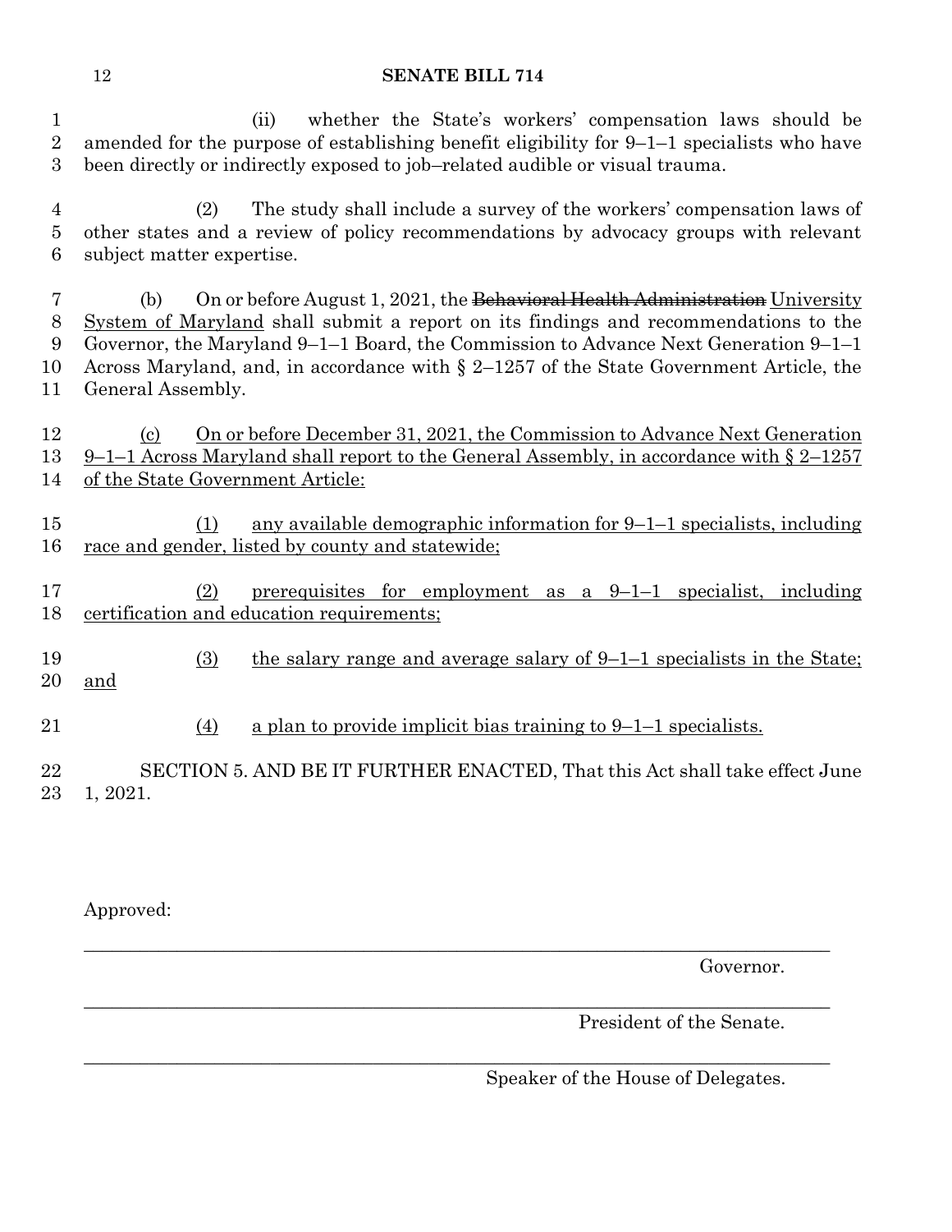(ii) whether the State's workers' compensation laws should be amended for the purpose of establishing benefit eligibility for 9–1–1 specialists who have been directly or indirectly exposed to job–related audible or visual trauma.

(2) The study shall include a survey of the workers' compensation laws of other states and a review of policy recommendations by advocacy groups with relevant subject matter expertise.

(b) On or before August 1, 2021, the ~~Behavioral Health Administration~~ <u>University System of Maryland</u> shall submit a report on its findings and recommendations to the Governor, the Maryland 9–1–1 Board, the Commission to Advance Next Generation 9–1–1 Across Maryland, and, in accordance with § 2–1257 of the State Government Article, the General Assembly.

<u>(c) On or before December 31, 2021, the Commission to Advance Next Generation 9–1–1 Across Maryland shall report to the General Assembly, in accordance with § 2–1257 of the State Government Article:</u>

<u>(1) any available demographic information for 9–1–1 specialists, including race and gender, listed by county and statewide;</u>

<u>(2) prerequisites for employment as a 9–1–1 specialist, including certification and education requirements;</u>

<u>(3) the salary range and average salary of 9–1–1 specialists in the State; and</u>

<u>(4) a plan to provide implicit bias training to 9–1–1 specialists.</u>

SECTION 5. AND BE IT FURTHER ENACTED, That this Act shall take effect June 1, 2021.

Approved:

\_\_\_\_\_\_\_\_\_\_\_\_\_\_\_\_\_\_\_\_\_\_\_\_\_\_\_\_\_\_\_\_\_\_\_\_\_\_\_\_

Governor.

\_\_\_\_\_\_\_\_\_\_\_\_\_\_\_\_\_\_\_\_\_\_\_\_\_\_\_\_\_\_\_\_\_\_\_\_\_\_\_\_

President of the Senate.

\_\_\_\_\_\_\_\_\_\_\_\_\_\_\_\_\_\_\_\_\_\_\_\_\_\_\_\_\_\_\_\_\_\_\_\_\_\_\_\_

Speaker of the House of Delegates.